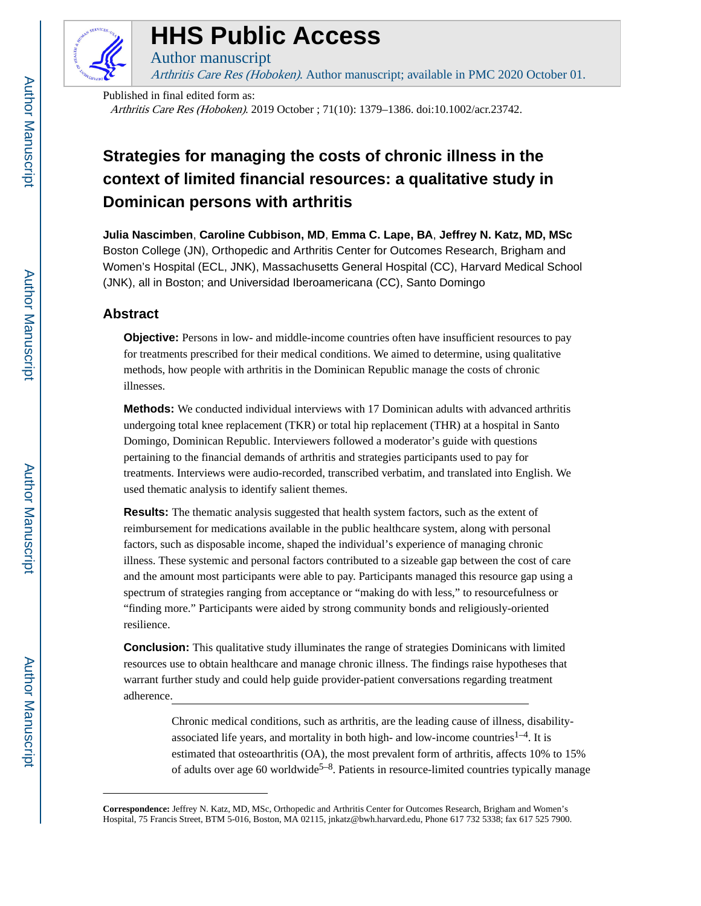# HHS Public Access

Author manuscript

*Arthritis Care Res (Hoboken)*. Author manuscript; available in PMC 2020 October 01.

Published in final edited form as:

*Arthritis Care Res (Hoboken)*. 2019 October ; 71(10): 1379–1386. doi:10.1002/acr.23742.

# Strategies for managing the costs of chronic illness in the context of limited financial resources: a qualitative study in Dominican persons with arthritis

**Julia Nascimben**, **Caroline Cubbison, MD**, **Emma C. Lape, BA**, **Jeffrey N. Katz, MD, MSc**

Boston College (JN), Orthopedic and Arthritis Center for Outcomes Research, Brigham and Women's Hospital (ECL, JNK), Massachusetts General Hospital (CC), Harvard Medical School (JNK), all in Boston; and Universidad Iberoamericana (CC), Santo Domingo

## Abstract

**Objective:** Persons in low- and middle-income countries often have insufficient resources to pay for treatments prescribed for their medical conditions. We aimed to determine, using qualitative methods, how people with arthritis in the Dominican Republic manage the costs of chronic illnesses.

**Methods:** We conducted individual interviews with 17 Dominican adults with advanced arthritis undergoing total knee replacement (TKR) or total hip replacement (THR) at a hospital in Santo Domingo, Dominican Republic. Interviewers followed a moderator's guide with questions pertaining to the financial demands of arthritis and strategies participants used to pay for treatments. Interviews were audio-recorded, transcribed verbatim, and translated into English. We used thematic analysis to identify salient themes.

**Results:** The thematic analysis suggested that health system factors, such as the extent of reimbursement for medications available in the public healthcare system, along with personal factors, such as disposable income, shaped the individual's experience of managing chronic illness. These systemic and personal factors contributed to a sizeable gap between the cost of care and the amount most participants were able to pay. Participants managed this resource gap using a spectrum of strategies ranging from acceptance or "making do with less," to resourcefulness or "finding more." Participants were aided by strong community bonds and religiously-oriented resilience.

**Conclusion:** This qualitative study illuminates the range of strategies Dominicans with limited resources use to obtain healthcare and manage chronic illness. The findings raise hypotheses that warrant further study and could help guide provider-patient conversations regarding treatment adherence.

Chronic medical conditions, such as arthritis, are the leading cause of illness, disability-associated life years, and mortality in both high- and low-income countries[1–4]. It is estimated that osteoarthritis (OA), the most prevalent form of arthritis, affects 10% to 15% of adults over age 60 worldwide[5–8]. Patients in resource-limited countries typically manage

**Correspondence:** Jeffrey N. Katz, MD, MSc, Orthopedic and Arthritis Center for Outcomes Research, Brigham and Women's Hospital, 75 Francis Street, BTM 5-016, Boston, MA 02115, jnkatz@bwh.harvard.edu, Phone 617 732 5338; fax 617 525 7900.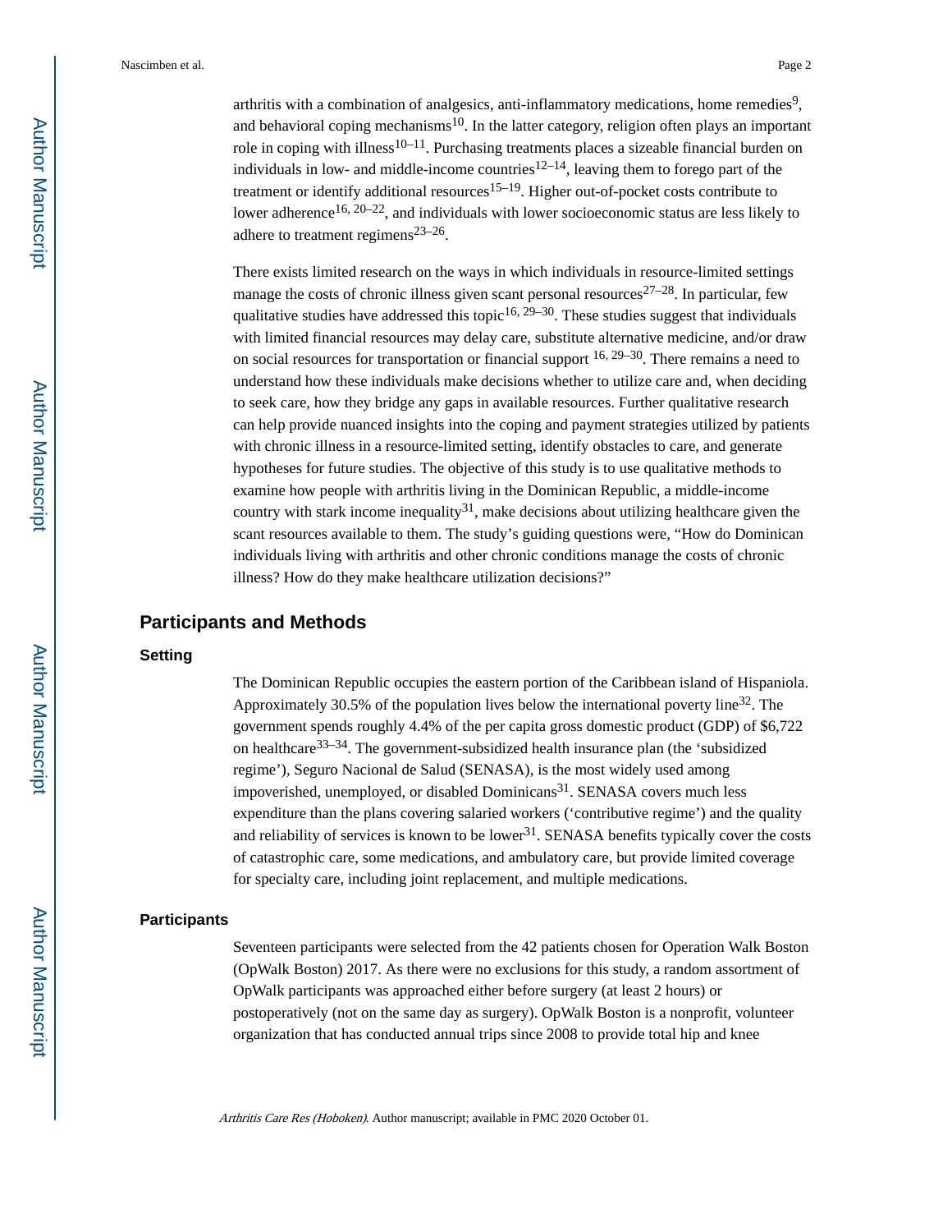arthritis with a combination of analgesics, anti-inflammatory medications, home remedies[9], and behavioral coping mechanisms[10]. In the latter category, religion often plays an important role in coping with illness[10–11]. Purchasing treatments places a sizeable financial burden on individuals in low- and middle-income countries[12–14], leaving them to forego part of the treatment or identify additional resources[15–19]. Higher out-of-pocket costs contribute to lower adherence[16, 20–22], and individuals with lower socioeconomic status are less likely to adhere to treatment regimens[23–26].

There exists limited research on the ways in which individuals in resource-limited settings manage the costs of chronic illness given scant personal resources[27–28]. In particular, few qualitative studies have addressed this topic[16, 29–30]. These studies suggest that individuals with limited financial resources may delay care, substitute alternative medicine, and/or draw on social resources for transportation or financial support [16, 29–30]. There remains a need to understand how these individuals make decisions whether to utilize care and, when deciding to seek care, how they bridge any gaps in available resources. Further qualitative research can help provide nuanced insights into the coping and payment strategies utilized by patients with chronic illness in a resource-limited setting, identify obstacles to care, and generate hypotheses for future studies. The objective of this study is to use qualitative methods to examine how people with arthritis living in the Dominican Republic, a middle-income country with stark income inequality[31], make decisions about utilizing healthcare given the scant resources available to them. The study's guiding questions were, "How do Dominican individuals living with arthritis and other chronic conditions manage the costs of chronic illness? How do they make healthcare utilization decisions?"

## Participants and Methods

### Setting

The Dominican Republic occupies the eastern portion of the Caribbean island of Hispaniola. Approximately 30.5% of the population lives below the international poverty line[32]. The government spends roughly 4.4% of the per capita gross domestic product (GDP) of $6,722 on healthcare[33–34]. The government-subsidized health insurance plan (the 'subsidized regime'), Seguro Nacional de Salud (SENASA), is the most widely used among impoverished, unemployed, or disabled Dominicans[31]. SENASA covers much less expenditure than the plans covering salaried workers ('contributive regime') and the quality and reliability of services is known to be lower[31]. SENASA benefits typically cover the costs of catastrophic care, some medications, and ambulatory care, but provide limited coverage for specialty care, including joint replacement, and multiple medications.

### Participants

Seventeen participants were selected from the 42 patients chosen for Operation Walk Boston (OpWalk Boston) 2017. As there were no exclusions for this study, a random assortment of OpWalk participants was approached either before surgery (at least 2 hours) or postoperatively (not on the same day as surgery). OpWalk Boston is a nonprofit, volunteer organization that has conducted annual trips since 2008 to provide total hip and knee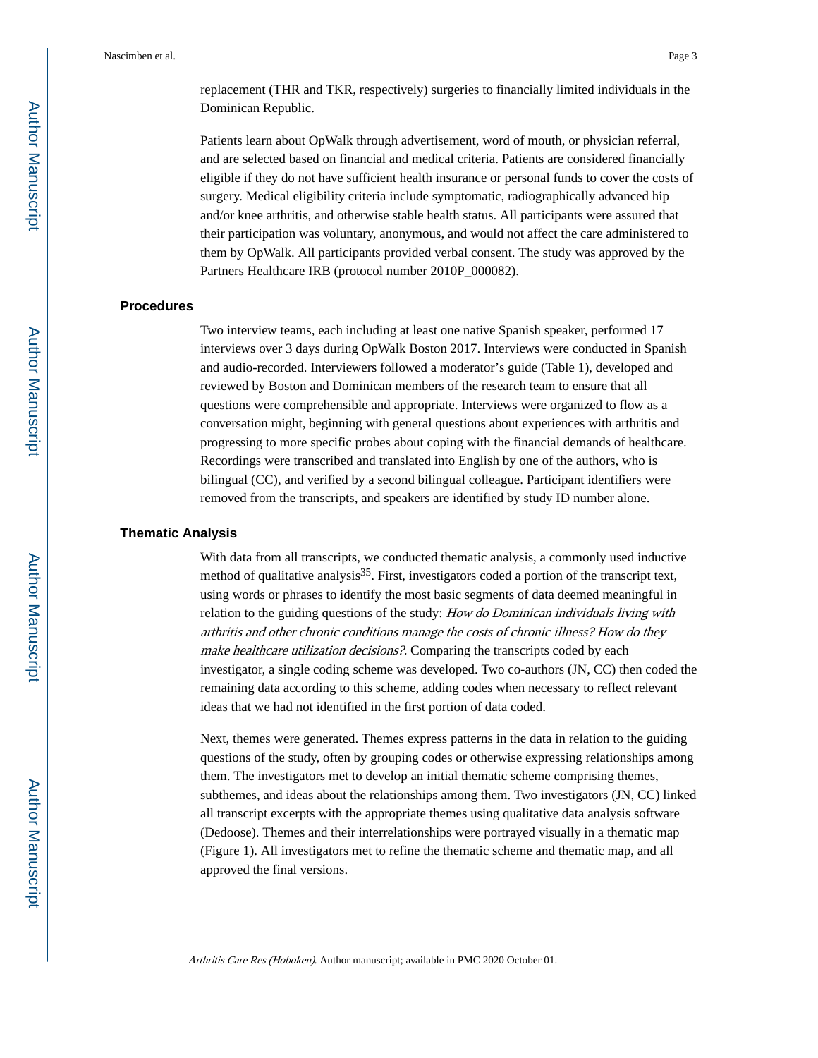replacement (THR and TKR, respectively) surgeries to financially limited individuals in the Dominican Republic.

Patients learn about OpWalk through advertisement, word of mouth, or physician referral, and are selected based on financial and medical criteria. Patients are considered financially eligible if they do not have sufficient health insurance or personal funds to cover the costs of surgery. Medical eligibility criteria include symptomatic, radiographically advanced hip and/or knee arthritis, and otherwise stable health status. All participants were assured that their participation was voluntary, anonymous, and would not affect the care administered to them by OpWalk. All participants provided verbal consent. The study was approved by the Partners Healthcare IRB (protocol number 2010P_000082).

## Procedures

Two interview teams, each including at least one native Spanish speaker, performed 17 interviews over 3 days during OpWalk Boston 2017. Interviews were conducted in Spanish and audio-recorded. Interviewers followed a moderator's guide (Table 1), developed and reviewed by Boston and Dominican members of the research team to ensure that all questions were comprehensible and appropriate. Interviews were organized to flow as a conversation might, beginning with general questions about experiences with arthritis and progressing to more specific probes about coping with the financial demands of healthcare. Recordings were transcribed and translated into English by one of the authors, who is bilingual (CC), and verified by a second bilingual colleague. Participant identifiers were removed from the transcripts, and speakers are identified by study ID number alone.

## Thematic Analysis

With data from all transcripts, we conducted thematic analysis, a commonly used inductive method of qualitative analysis[35]. First, investigators coded a portion of the transcript text, using words or phrases to identify the most basic segments of data deemed meaningful in relation to the guiding questions of the study: *How do Dominican individuals living with arthritis and other chronic conditions manage the costs of chronic illness? How do they make healthcare utilization decisions?*. Comparing the transcripts coded by each investigator, a single coding scheme was developed. Two co-authors (JN, CC) then coded the remaining data according to this scheme, adding codes when necessary to reflect relevant ideas that we had not identified in the first portion of data coded.

Next, themes were generated. Themes express patterns in the data in relation to the guiding questions of the study, often by grouping codes or otherwise expressing relationships among them. The investigators met to develop an initial thematic scheme comprising themes, subthemes, and ideas about the relationships among them. Two investigators (JN, CC) linked all transcript excerpts with the appropriate themes using qualitative data analysis software (Dedoose). Themes and their interrelationships were portrayed visually in a thematic map (Figure 1). All investigators met to refine the thematic scheme and thematic map, and all approved the final versions.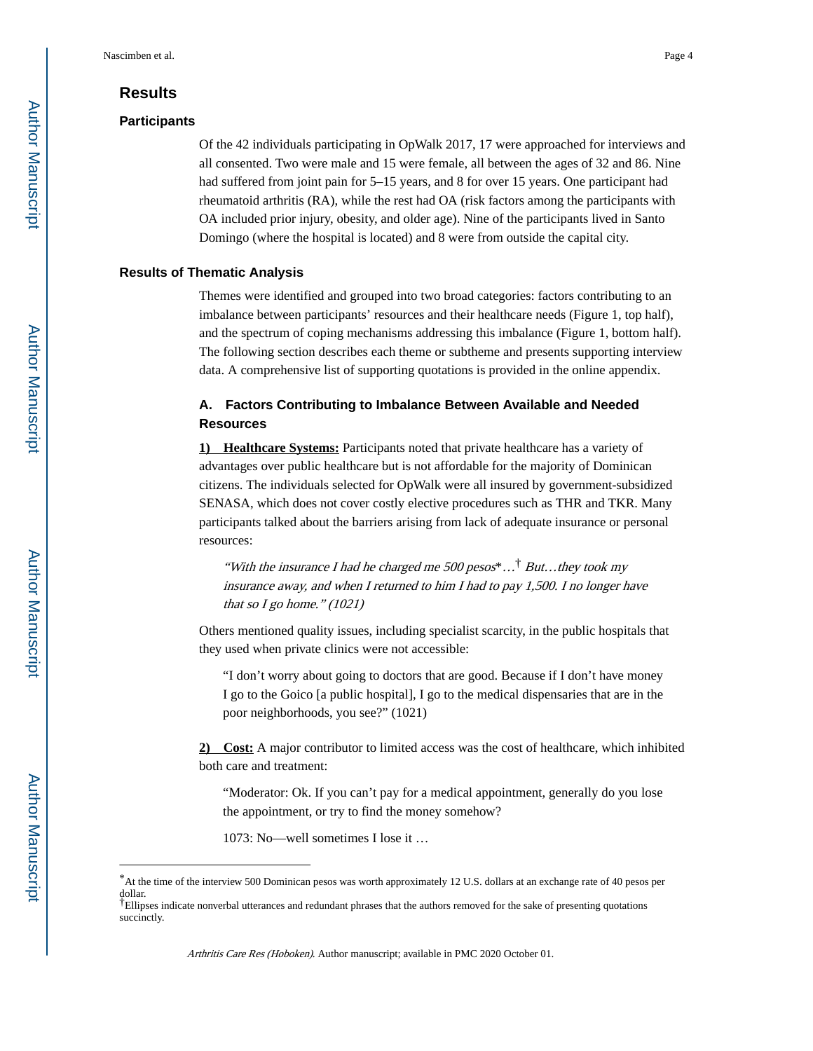## Results

### Participants

Of the 42 individuals participating in OpWalk 2017, 17 were approached for interviews and all consented. Two were male and 15 were female, all between the ages of 32 and 86. Nine had suffered from joint pain for 5–15 years, and 8 for over 15 years. One participant had rheumatoid arthritis (RA), while the rest had OA (risk factors among the participants with OA included prior injury, obesity, and older age). Nine of the participants lived in Santo Domingo (where the hospital is located) and 8 were from outside the capital city.

### Results of Thematic Analysis

Themes were identified and grouped into two broad categories: factors contributing to an imbalance between participants' resources and their healthcare needs (Figure 1, top half), and the spectrum of coping mechanisms addressing this imbalance (Figure 1, bottom half). The following section describes each theme or subtheme and presents supporting interview data. A comprehensive list of supporting quotations is provided in the online appendix.

#### A. Factors Contributing to Imbalance Between Available and Needed Resources

**1) Healthcare Systems:** Participants noted that private healthcare has a variety of advantages over public healthcare but is not affordable for the majority of Dominican citizens. The individuals selected for OpWalk were all insured by government-subsidized SENASA, which does not cover costly elective procedures such as THR and TKR. Many participants talked about the barriers arising from lack of adequate insurance or personal resources:

> *"With the insurance I had he charged me 500 pesos*\*…[†] *But…they took my insurance away, and when I returned to him I had to pay 1,500. I no longer have that so I go home." (1021)*

Others mentioned quality issues, including specialist scarcity, in the public hospitals that they used when private clinics were not accessible:

> "I don't worry about going to doctors that are good. Because if I don't have money I go to the Goico [a public hospital], I go to the medical dispensaries that are in the poor neighborhoods, you see?" (1021)

**2) Cost:** A major contributor to limited access was the cost of healthcare, which inhibited both care and treatment:

> "Moderator: Ok. If you can't pay for a medical appointment, generally do you lose the appointment, or try to find the money somehow?
>
> 1073: No—well sometimes I lose it …

\*At the time of the interview 500 Dominican pesos was worth approximately 12 U.S. dollars at an exchange rate of 40 pesos per dollar.

†Ellipses indicate nonverbal utterances and redundant phrases that the authors removed for the sake of presenting quotations succinctly.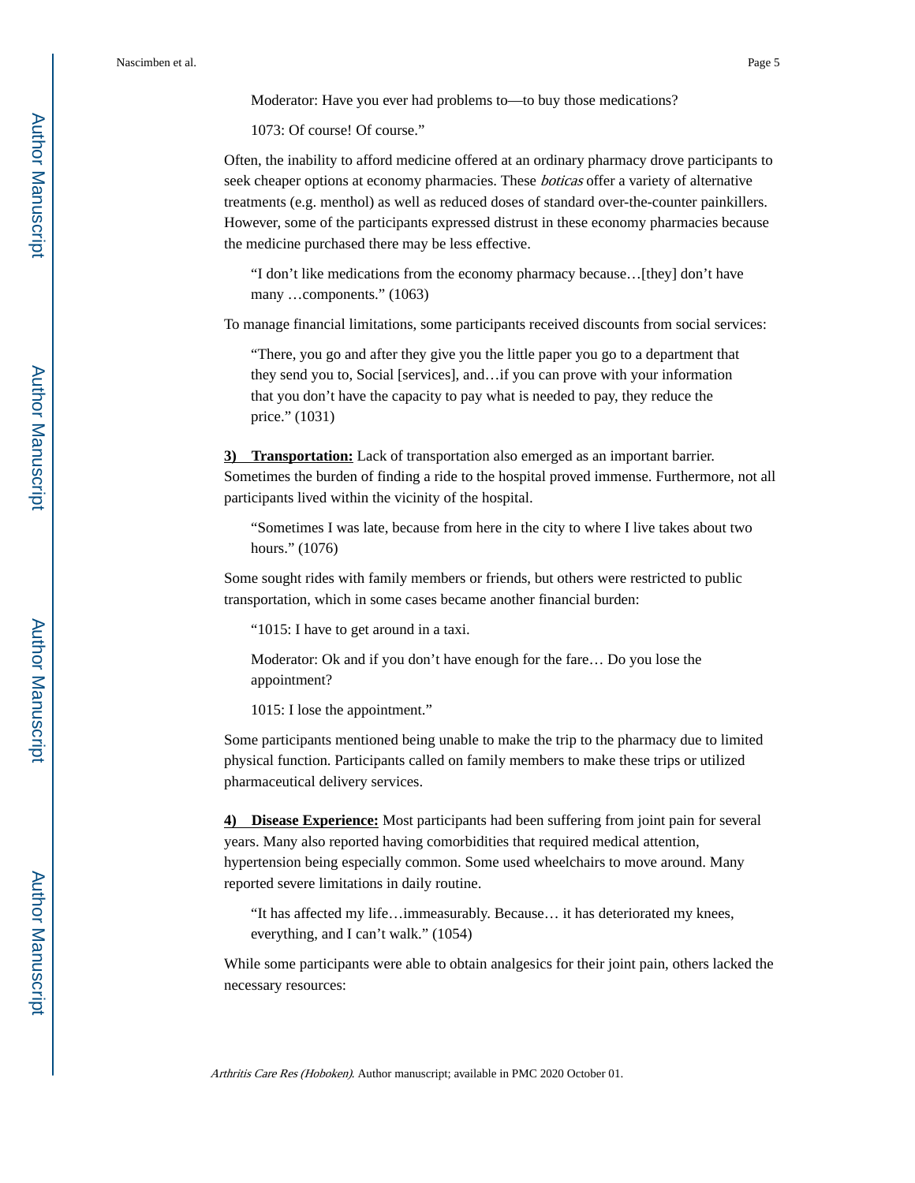Moderator: Have you ever had problems to—to buy those medications?

1073: Of course! Of course."

Often, the inability to afford medicine offered at an ordinary pharmacy drove participants to seek cheaper options at economy pharmacies. These *boticas* offer a variety of alternative treatments (e.g. menthol) as well as reduced doses of standard over-the-counter painkillers. However, some of the participants expressed distrust in these economy pharmacies because the medicine purchased there may be less effective.

> "I don't like medications from the economy pharmacy because…[they] don't have many …components." (1063)

To manage financial limitations, some participants received discounts from social services:

> "There, you go and after they give you the little paper you go to a department that they send you to, Social [services], and…if you can prove with your information that you don't have the capacity to pay what is needed to pay, they reduce the price." (1031)

**3) Transportation:** Lack of transportation also emerged as an important barrier. Sometimes the burden of finding a ride to the hospital proved immense. Furthermore, not all participants lived within the vicinity of the hospital.

> "Sometimes I was late, because from here in the city to where I live takes about two hours." (1076)

Some sought rides with family members or friends, but others were restricted to public transportation, which in some cases became another financial burden:

> "1015: I have to get around in a taxi.
>
> Moderator: Ok and if you don't have enough for the fare… Do you lose the appointment?
>
> 1015: I lose the appointment."

Some participants mentioned being unable to make the trip to the pharmacy due to limited physical function. Participants called on family members to make these trips or utilized pharmaceutical delivery services.

**4) Disease Experience:** Most participants had been suffering from joint pain for several years. Many also reported having comorbidities that required medical attention, hypertension being especially common. Some used wheelchairs to move around. Many reported severe limitations in daily routine.

> "It has affected my life…immeasurably. Because… it has deteriorated my knees, everything, and I can't walk." (1054)

While some participants were able to obtain analgesics for their joint pain, others lacked the necessary resources: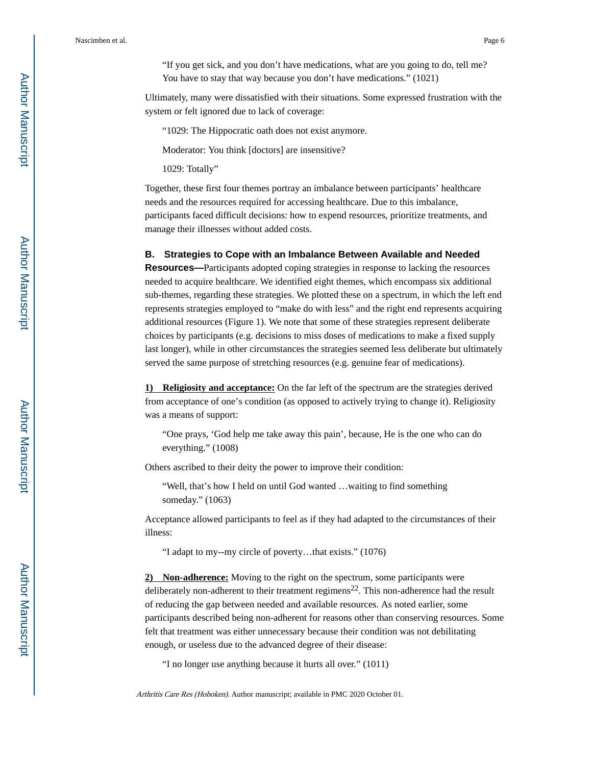> "If you get sick, and you don't have medications, what are you going to do, tell me? You have to stay that way because you don't have medications." (1021)

Ultimately, many were dissatisfied with their situations. Some expressed frustration with the system or felt ignored due to lack of coverage:

> "1029: The Hippocratic oath does not exist anymore.
>
> Moderator: You think [doctors] are insensitive?
>
> 1029: Totally"

Together, these first four themes portray an imbalance between participants' healthcare needs and the resources required for accessing healthcare. Due to this imbalance, participants faced difficult decisions: how to expend resources, prioritize treatments, and manage their illnesses without added costs.

#### B. Strategies to Cope with an Imbalance Between Available and Needed Resources—

Participants adopted coping strategies in response to lacking the resources needed to acquire healthcare. We identified eight themes, which encompass six additional sub-themes, regarding these strategies. We plotted these on a spectrum, in which the left end represents strategies employed to "make do with less" and the right end represents acquiring additional resources (Figure 1). We note that some of these strategies represent deliberate choices by participants (e.g. decisions to miss doses of medications to make a fixed supply last longer), while in other circumstances the strategies seemed less deliberate but ultimately served the same purpose of stretching resources (e.g. genuine fear of medications).

**1) Religiosity and acceptance:** On the far left of the spectrum are the strategies derived from acceptance of one's condition (as opposed to actively trying to change it). Religiosity was a means of support:

> "One prays, 'God help me take away this pain', because, He is the one who can do everything." (1008)

Others ascribed to their deity the power to improve their condition:

> "Well, that's how I held on until God wanted …waiting to find something someday." (1063)

Acceptance allowed participants to feel as if they had adapted to the circumstances of their illness:

> "I adapt to my--my circle of poverty…that exists." (1076)

**2) Non-adherence:** Moving to the right on the spectrum, some participants were deliberately non-adherent to their treatment regimens[22]. This non-adherence had the result of reducing the gap between needed and available resources. As noted earlier, some participants described being non-adherent for reasons other than conserving resources. Some felt that treatment was either unnecessary because their condition was not debilitating enough, or useless due to the advanced degree of their disease:

> "I no longer use anything because it hurts all over." (1011)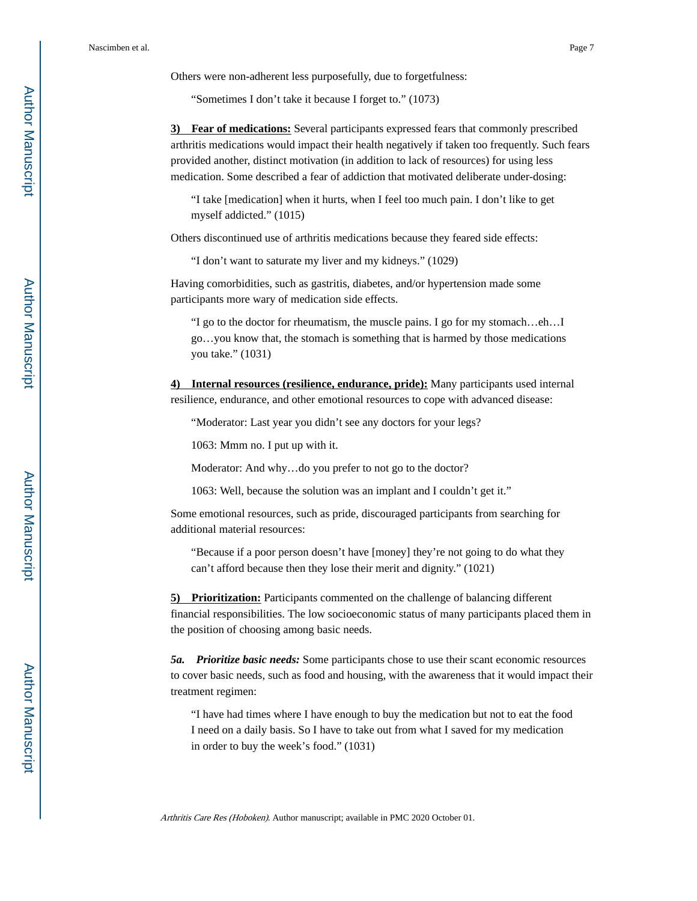Others were non-adherent less purposefully, due to forgetfulness:

> "Sometimes I don't take it because I forget to." (1073)

**3) Fear of medications:** Several participants expressed fears that commonly prescribed arthritis medications would impact their health negatively if taken too frequently. Such fears provided another, distinct motivation (in addition to lack of resources) for using less medication. Some described a fear of addiction that motivated deliberate under-dosing:

> "I take [medication] when it hurts, when I feel too much pain. I don't like to get myself addicted." (1015)

Others discontinued use of arthritis medications because they feared side effects:

> "I don't want to saturate my liver and my kidneys." (1029)

Having comorbidities, such as gastritis, diabetes, and/or hypertension made some participants more wary of medication side effects.

> "I go to the doctor for rheumatism, the muscle pains. I go for my stomach…eh…I go…you know that, the stomach is something that is harmed by those medications you take." (1031)

**4) Internal resources (resilience, endurance, pride):** Many participants used internal resilience, endurance, and other emotional resources to cope with advanced disease:

> "Moderator: Last year you didn't see any doctors for your legs?
>
> 1063: Mmm no. I put up with it.
>
> Moderator: And why…do you prefer to not go to the doctor?
>
> 1063: Well, because the solution was an implant and I couldn't get it."

Some emotional resources, such as pride, discouraged participants from searching for additional material resources:

> "Because if a poor person doesn't have [money] they're not going to do what they can't afford because then they lose their merit and dignity." (1021)

**5) Prioritization:** Participants commented on the challenge of balancing different financial responsibilities. The low socioeconomic status of many participants placed them in the position of choosing among basic needs.

***5a. Prioritize basic needs:*** Some participants chose to use their scant economic resources to cover basic needs, such as food and housing, with the awareness that it would impact their treatment regimen:

> "I have had times where I have enough to buy the medication but not to eat the food I need on a daily basis. So I have to take out from what I saved for my medication in order to buy the week's food." (1031)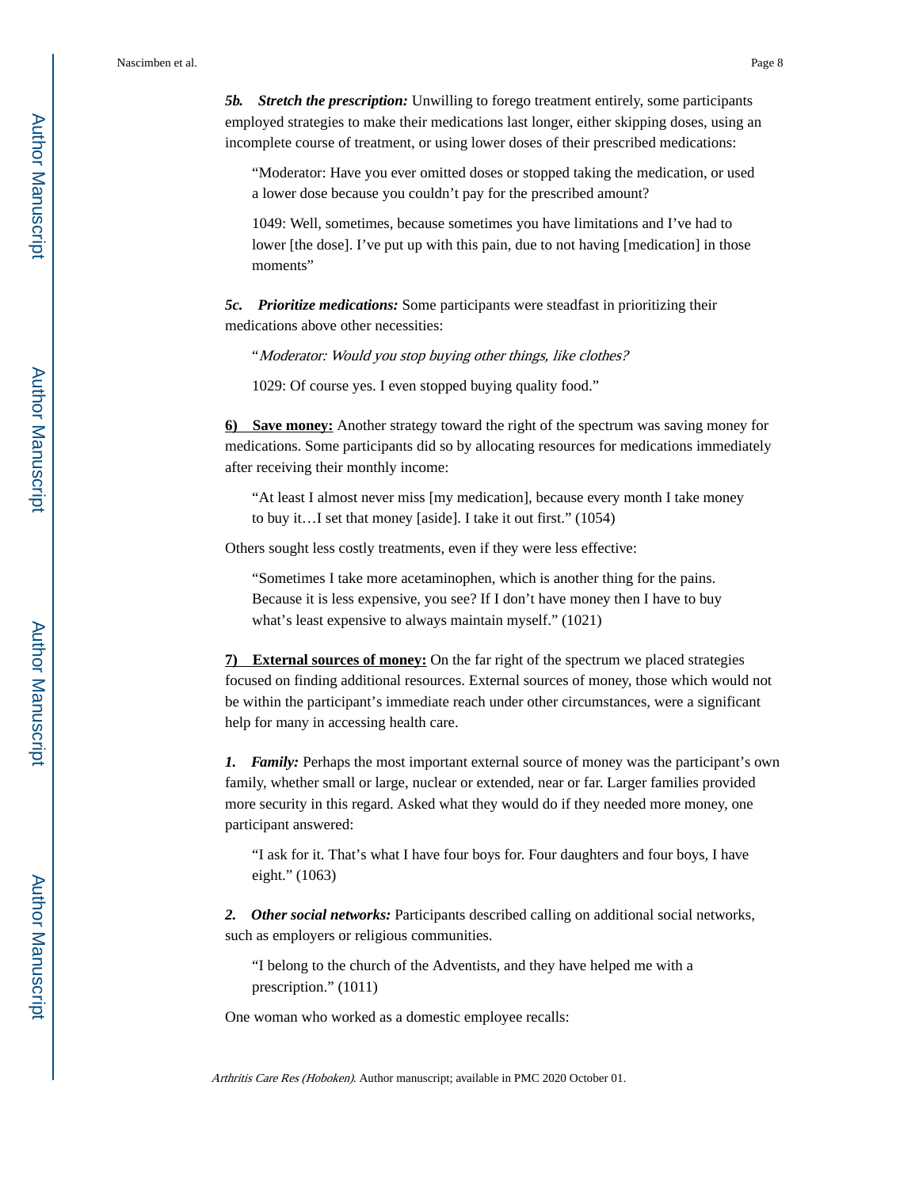***5b. Stretch the prescription:*** Unwilling to forego treatment entirely, some participants employed strategies to make their medications last longer, either skipping doses, using an incomplete course of treatment, or using lower doses of their prescribed medications:

> "Moderator: Have you ever omitted doses or stopped taking the medication, or used a lower dose because you couldn't pay for the prescribed amount?
>
> 1049: Well, sometimes, because sometimes you have limitations and I've had to lower [the dose]. I've put up with this pain, due to not having [medication] in those moments"

***5c. Prioritize medications:*** Some participants were steadfast in prioritizing their medications above other necessities:

> "*Moderator: Would you stop buying other things, like clothes?*
>
> 1029: Of course yes. I even stopped buying quality food."

**6) Save money:** Another strategy toward the right of the spectrum was saving money for medications. Some participants did so by allocating resources for medications immediately after receiving their monthly income:

> "At least I almost never miss [my medication], because every month I take money to buy it…I set that money [aside]. I take it out first." (1054)

Others sought less costly treatments, even if they were less effective:

> "Sometimes I take more acetaminophen, which is another thing for the pains. Because it is less expensive, you see? If I don't have money then I have to buy what's least expensive to always maintain myself." (1021)

**7) External sources of money:** On the far right of the spectrum we placed strategies focused on finding additional resources. External sources of money, those which would not be within the participant's immediate reach under other circumstances, were a significant help for many in accessing health care.

***1. Family:*** Perhaps the most important external source of money was the participant's own family, whether small or large, nuclear or extended, near or far. Larger families provided more security in this regard. Asked what they would do if they needed more money, one participant answered:

> "I ask for it. That's what I have four boys for. Four daughters and four boys, I have eight." (1063)

***2. Other social networks:*** Participants described calling on additional social networks, such as employers or religious communities.

> "I belong to the church of the Adventists, and they have helped me with a prescription." (1011)

One woman who worked as a domestic employee recalls: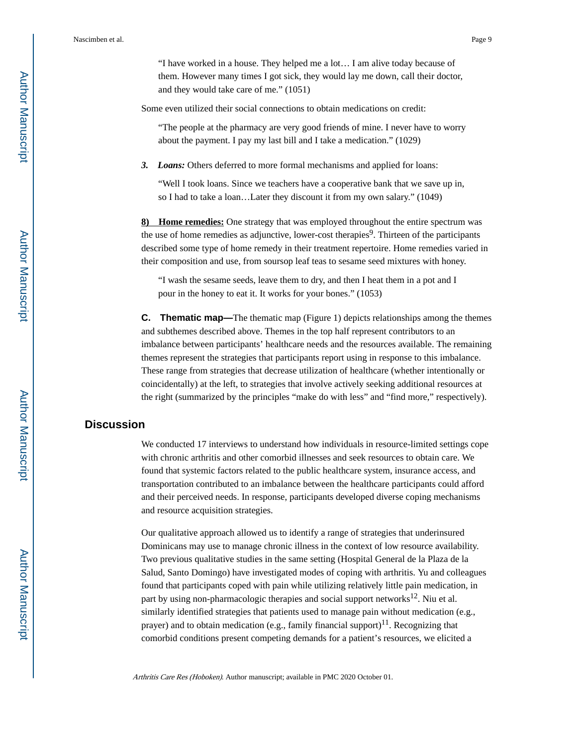> "I have worked in a house. They helped me a lot… I am alive today because of them. However many times I got sick, they would lay me down, call their doctor, and they would take care of me." (1051)

Some even utilized their social connections to obtain medications on credit:

> "The people at the pharmacy are very good friends of mine. I never have to worry about the payment. I pay my last bill and I take a medication." (1029)

***3. Loans:*** Others deferred to more formal mechanisms and applied for loans:

> "Well I took loans. Since we teachers have a cooperative bank that we save up in, so I had to take a loan…Later they discount it from my own salary." (1049)

**8) Home remedies:** One strategy that was employed throughout the entire spectrum was the use of home remedies as adjunctive, lower-cost therapies[9]. Thirteen of the participants described some type of home remedy in their treatment repertoire. Home remedies varied in their composition and use, from soursop leaf teas to sesame seed mixtures with honey.

> "I wash the sesame seeds, leave them to dry, and then I heat them in a pot and I pour in the honey to eat it. It works for your bones." (1053)

**C. Thematic map—**The thematic map (Figure 1) depicts relationships among the themes and subthemes described above. Themes in the top half represent contributors to an imbalance between participants' healthcare needs and the resources available. The remaining themes represent the strategies that participants report using in response to this imbalance. These range from strategies that decrease utilization of healthcare (whether intentionally or coincidentally) at the left, to strategies that involve actively seeking additional resources at the right (summarized by the principles "make do with less" and "find more," respectively).

## Discussion

We conducted 17 interviews to understand how individuals in resource-limited settings cope with chronic arthritis and other comorbid illnesses and seek resources to obtain care. We found that systemic factors related to the public healthcare system, insurance access, and transportation contributed to an imbalance between the healthcare participants could afford and their perceived needs. In response, participants developed diverse coping mechanisms and resource acquisition strategies.

Our qualitative approach allowed us to identify a range of strategies that underinsured Dominicans may use to manage chronic illness in the context of low resource availability. Two previous qualitative studies in the same setting (Hospital General de la Plaza de la Salud, Santo Domingo) have investigated modes of coping with arthritis. Yu and colleagues found that participants coped with pain while utilizing relatively little pain medication, in part by using non-pharmacologic therapies and social support networks[12]. Niu et al. similarly identified strategies that patients used to manage pain without medication (e.g., prayer) and to obtain medication (e.g., family financial support)[11]. Recognizing that comorbid conditions present competing demands for a patient's resources, we elicited a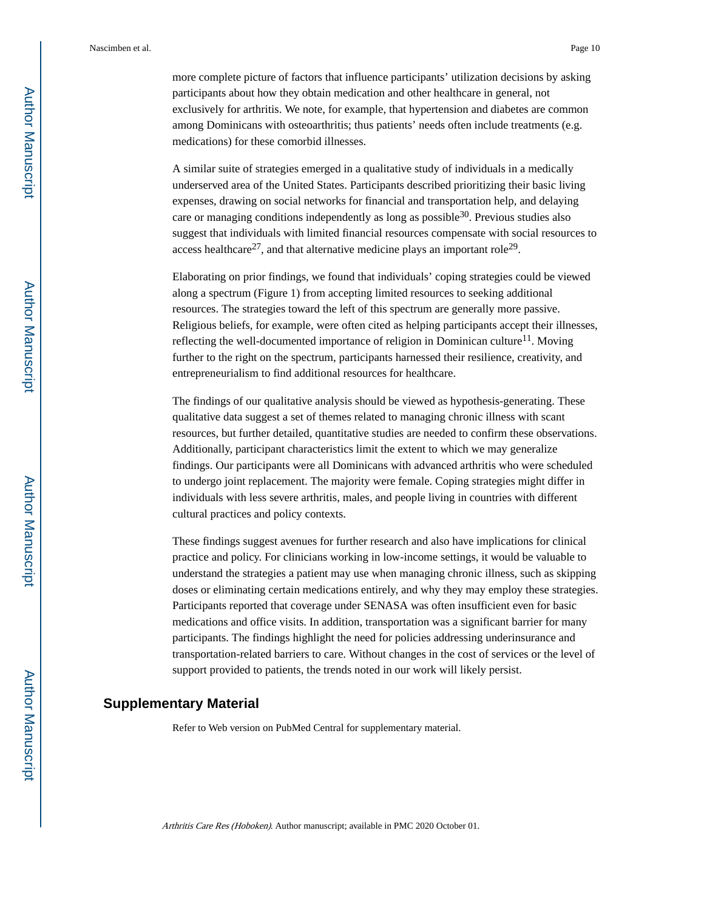more complete picture of factors that influence participants' utilization decisions by asking participants about how they obtain medication and other healthcare in general, not exclusively for arthritis. We note, for example, that hypertension and diabetes are common among Dominicans with osteoarthritis; thus patients' needs often include treatments (e.g. medications) for these comorbid illnesses.

A similar suite of strategies emerged in a qualitative study of individuals in a medically underserved area of the United States. Participants described prioritizing their basic living expenses, drawing on social networks for financial and transportation help, and delaying care or managing conditions independently as long as possible[30]. Previous studies also suggest that individuals with limited financial resources compensate with social resources to access healthcare[27], and that alternative medicine plays an important role[29].

Elaborating on prior findings, we found that individuals' coping strategies could be viewed along a spectrum (Figure 1) from accepting limited resources to seeking additional resources. The strategies toward the left of this spectrum are generally more passive. Religious beliefs, for example, were often cited as helping participants accept their illnesses, reflecting the well-documented importance of religion in Dominican culture[11]. Moving further to the right on the spectrum, participants harnessed their resilience, creativity, and entrepreneurialism to find additional resources for healthcare.

The findings of our qualitative analysis should be viewed as hypothesis-generating. These qualitative data suggest a set of themes related to managing chronic illness with scant resources, but further detailed, quantitative studies are needed to confirm these observations. Additionally, participant characteristics limit the extent to which we may generalize findings. Our participants were all Dominicans with advanced arthritis who were scheduled to undergo joint replacement. The majority were female. Coping strategies might differ in individuals with less severe arthritis, males, and people living in countries with different cultural practices and policy contexts.

These findings suggest avenues for further research and also have implications for clinical practice and policy. For clinicians working in low-income settings, it would be valuable to understand the strategies a patient may use when managing chronic illness, such as skipping doses or eliminating certain medications entirely, and why they may employ these strategies. Participants reported that coverage under SENASA was often insufficient even for basic medications and office visits. In addition, transportation was a significant barrier for many participants. The findings highlight the need for policies addressing underinsurance and transportation-related barriers to care. Without changes in the cost of services or the level of support provided to patients, the trends noted in our work will likely persist.

## Supplementary Material

Refer to Web version on PubMed Central for supplementary material.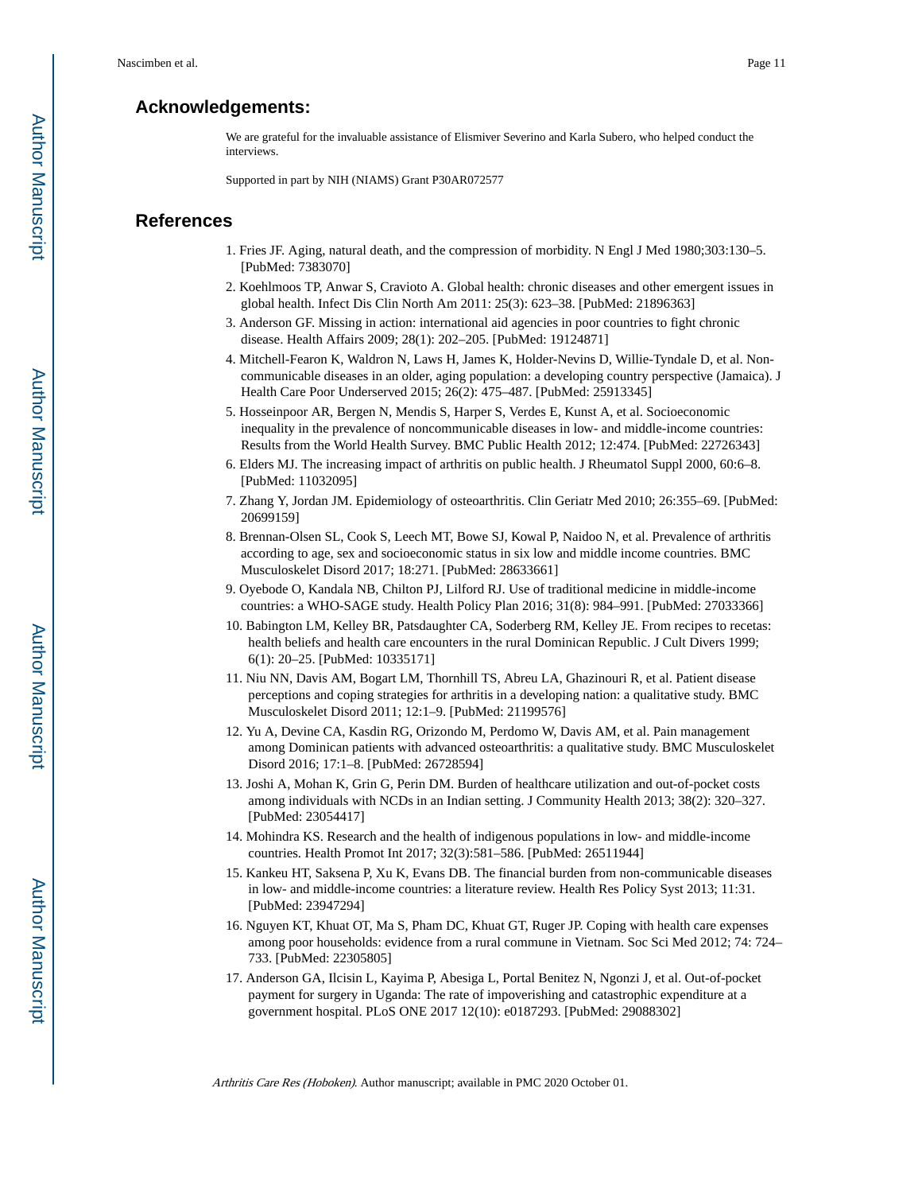## Acknowledgements:

We are grateful for the invaluable assistance of Elismiver Severino and Karla Subero, who helped conduct the interviews.

Supported in part by NIH (NIAMS) Grant P30AR072577

## References

1. Fries JF. Aging, natural death, and the compression of morbidity. N Engl J Med 1980;303:130–5. [PubMed: 7383070]
2. Koehlmoos TP, Anwar S, Cravioto A. Global health: chronic diseases and other emergent issues in global health. Infect Dis Clin North Am 2011: 25(3): 623–38. [PubMed: 21896363]
3. Anderson GF. Missing in action: international aid agencies in poor countries to fight chronic disease. Health Affairs 2009; 28(1): 202–205. [PubMed: 19124871]
4. Mitchell-Fearon K, Waldron N, Laws H, James K, Holder-Nevins D, Willie-Tyndale D, et al. Non-communicable diseases in an older, aging population: a developing country perspective (Jamaica). J Health Care Poor Underserved 2015; 26(2): 475–487. [PubMed: 25913345]
5. Hosseinpoor AR, Bergen N, Mendis S, Harper S, Verdes E, Kunst A, et al. Socioeconomic inequality in the prevalence of noncommunicable diseases in low- and middle-income countries: Results from the World Health Survey. BMC Public Health 2012; 12:474. [PubMed: 22726343]
6. Elders MJ. The increasing impact of arthritis on public health. J Rheumatol Suppl 2000, 60:6–8. [PubMed: 11032095]
7. Zhang Y, Jordan JM. Epidemiology of osteoarthritis. Clin Geriatr Med 2010; 26:355–69. [PubMed: 20699159]
8. Brennan-Olsen SL, Cook S, Leech MT, Bowe SJ, Kowal P, Naidoo N, et al. Prevalence of arthritis according to age, sex and socioeconomic status in six low and middle income countries. BMC Musculoskelet Disord 2017; 18:271. [PubMed: 28633661]
9. Oyebode O, Kandala NB, Chilton PJ, Lilford RJ. Use of traditional medicine in middle-income countries: a WHO-SAGE study. Health Policy Plan 2016; 31(8): 984–991. [PubMed: 27033366]
10. Babington LM, Kelley BR, Patsdaughter CA, Soderberg RM, Kelley JE. From recipes to recetas: health beliefs and health care encounters in the rural Dominican Republic. J Cult Divers 1999; 6(1): 20–25. [PubMed: 10335171]
11. Niu NN, Davis AM, Bogart LM, Thornhill TS, Abreu LA, Ghazinouri R, et al. Patient disease perceptions and coping strategies for arthritis in a developing nation: a qualitative study. BMC Musculoskelet Disord 2011; 12:1–9. [PubMed: 21199576]
12. Yu A, Devine CA, Kasdin RG, Orizondo M, Perdomo W, Davis AM, et al. Pain management among Dominican patients with advanced osteoarthritis: a qualitative study. BMC Musculoskelet Disord 2016; 17:1–8. [PubMed: 26728594]
13. Joshi A, Mohan K, Grin G, Perin DM. Burden of healthcare utilization and out-of-pocket costs among individuals with NCDs in an Indian setting. J Community Health 2013; 38(2): 320–327. [PubMed: 23054417]
14. Mohindra KS. Research and the health of indigenous populations in low- and middle-income countries. Health Promot Int 2017; 32(3):581–586. [PubMed: 26511944]
15. Kankeu HT, Saksena P, Xu K, Evans DB. The financial burden from non-communicable diseases in low- and middle-income countries: a literature review. Health Res Policy Syst 2013; 11:31. [PubMed: 23947294]
16. Nguyen KT, Khuat OT, Ma S, Pham DC, Khuat GT, Ruger JP. Coping with health care expenses among poor households: evidence from a rural commune in Vietnam. Soc Sci Med 2012; 74: 724–733. [PubMed: 22305805]
17. Anderson GA, Ilcisin L, Kayima P, Abesiga L, Portal Benitez N, Ngonzi J, et al. Out-of-pocket payment for surgery in Uganda: The rate of impoverishing and catastrophic expenditure at a government hospital. PLoS ONE 2017 12(10): e0187293. [PubMed: 29088302]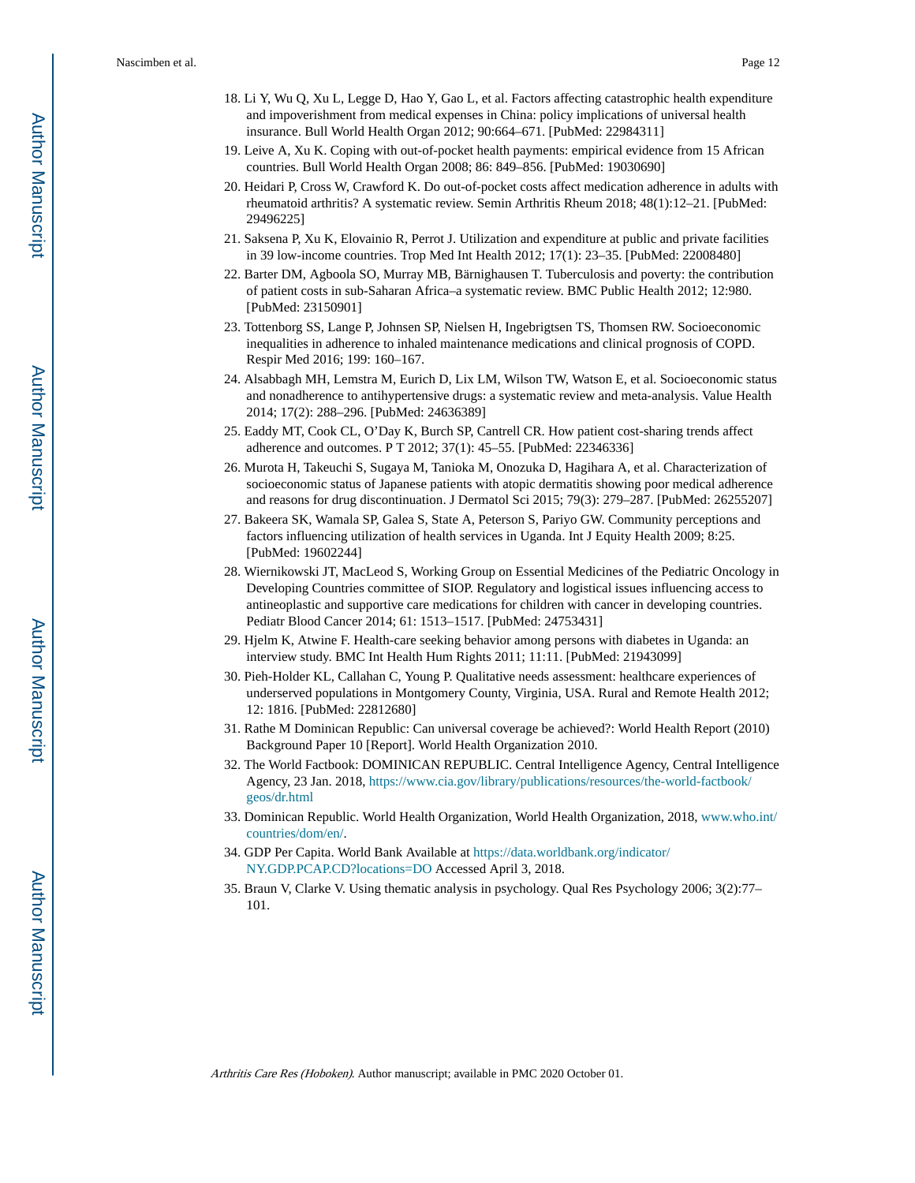18. Li Y, Wu Q, Xu L, Legge D, Hao Y, Gao L, et al. Factors affecting catastrophic health expenditure and impoverishment from medical expenses in China: policy implications of universal health insurance. Bull World Health Organ 2012; 90:664–671. [PubMed: 22984311]
19. Leive A, Xu K. Coping with out-of-pocket health payments: empirical evidence from 15 African countries. Bull World Health Organ 2008; 86: 849–856. [PubMed: 19030690]
20. Heidari P, Cross W, Crawford K. Do out-of-pocket costs affect medication adherence in adults with rheumatoid arthritis? A systematic review. Semin Arthritis Rheum 2018; 48(1):12–21. [PubMed: 29496225]
21. Saksena P, Xu K, Elovainio R, Perrot J. Utilization and expenditure at public and private facilities in 39 low-income countries. Trop Med Int Health 2012; 17(1): 23–35. [PubMed: 22008480]
22. Barter DM, Agboola SO, Murray MB, Bärnighausen T. Tuberculosis and poverty: the contribution of patient costs in sub-Saharan Africa–a systematic review. BMC Public Health 2012; 12:980. [PubMed: 23150901]
23. Tottenborg SS, Lange P, Johnsen SP, Nielsen H, Ingebrigtsen TS, Thomsen RW. Socioeconomic inequalities in adherence to inhaled maintenance medications and clinical prognosis of COPD. Respir Med 2016; 199: 160–167.
24. Alsabbagh MH, Lemstra M, Eurich D, Lix LM, Wilson TW, Watson E, et al. Socioeconomic status and nonadherence to antihypertensive drugs: a systematic review and meta-analysis. Value Health 2014; 17(2): 288–296. [PubMed: 24636389]
25. Eaddy MT, Cook CL, O'Day K, Burch SP, Cantrell CR. How patient cost-sharing trends affect adherence and outcomes. P T 2012; 37(1): 45–55. [PubMed: 22346336]
26. Murota H, Takeuchi S, Sugaya M, Tanioka M, Onozuka D, Hagihara A, et al. Characterization of socioeconomic status of Japanese patients with atopic dermatitis showing poor medical adherence and reasons for drug discontinuation. J Dermatol Sci 2015; 79(3): 279–287. [PubMed: 26255207]
27. Bakeera SK, Wamala SP, Galea S, State A, Peterson S, Pariyo GW. Community perceptions and factors influencing utilization of health services in Uganda. Int J Equity Health 2009; 8:25. [PubMed: 19602244]
28. Wiernikowski JT, MacLeod S, Working Group on Essential Medicines of the Pediatric Oncology in Developing Countries committee of SIOP. Regulatory and logistical issues influencing access to antineoplastic and supportive care medications for children with cancer in developing countries. Pediatr Blood Cancer 2014; 61: 1513–1517. [PubMed: 24753431]
29. Hjelm K, Atwine F. Health-care seeking behavior among persons with diabetes in Uganda: an interview study. BMC Int Health Hum Rights 2011; 11:11. [PubMed: 21943099]
30. Pieh-Holder KL, Callahan C, Young P. Qualitative needs assessment: healthcare experiences of underserved populations in Montgomery County, Virginia, USA. Rural and Remote Health 2012; 12: 1816. [PubMed: 22812680]
31. Rathe M Dominican Republic: Can universal coverage be achieved?: World Health Report (2010) Background Paper 10 [Report]. World Health Organization 2010.
32. The World Factbook: DOMINICAN REPUBLIC. Central Intelligence Agency, Central Intelligence Agency, 23 Jan. 2018, https://www.cia.gov/library/publications/resources/the-world-factbook/geos/dr.html
33. Dominican Republic. World Health Organization, World Health Organization, 2018, www.who.int/countries/dom/en/.
34. GDP Per Capita. World Bank Available at https://data.worldbank.org/indicator/NY.GDP.PCAP.CD?locations=DO Accessed April 3, 2018.
35. Braun V, Clarke V. Using thematic analysis in psychology. Qual Res Psychology 2006; 3(2):77–101.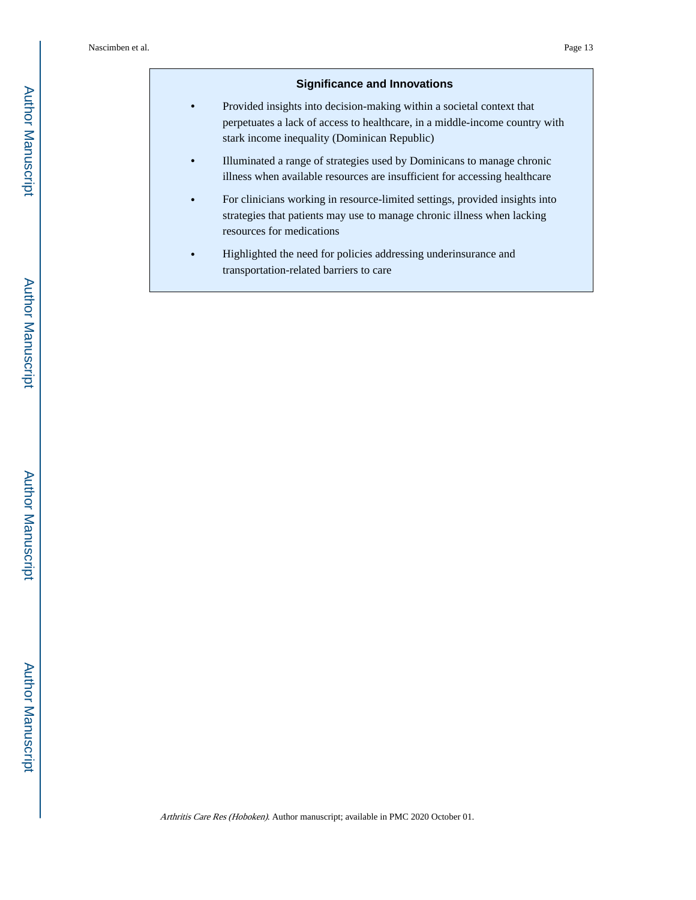### Significance and Innovations

- Provided insights into decision-making within a societal context that perpetuates a lack of access to healthcare, in a middle-income country with stark income inequality (Dominican Republic)
- Illuminated a range of strategies used by Dominicans to manage chronic illness when available resources are insufficient for accessing healthcare
- For clinicians working in resource-limited settings, provided insights into strategies that patients may use to manage chronic illness when lacking resources for medications
- Highlighted the need for policies addressing underinsurance and transportation-related barriers to care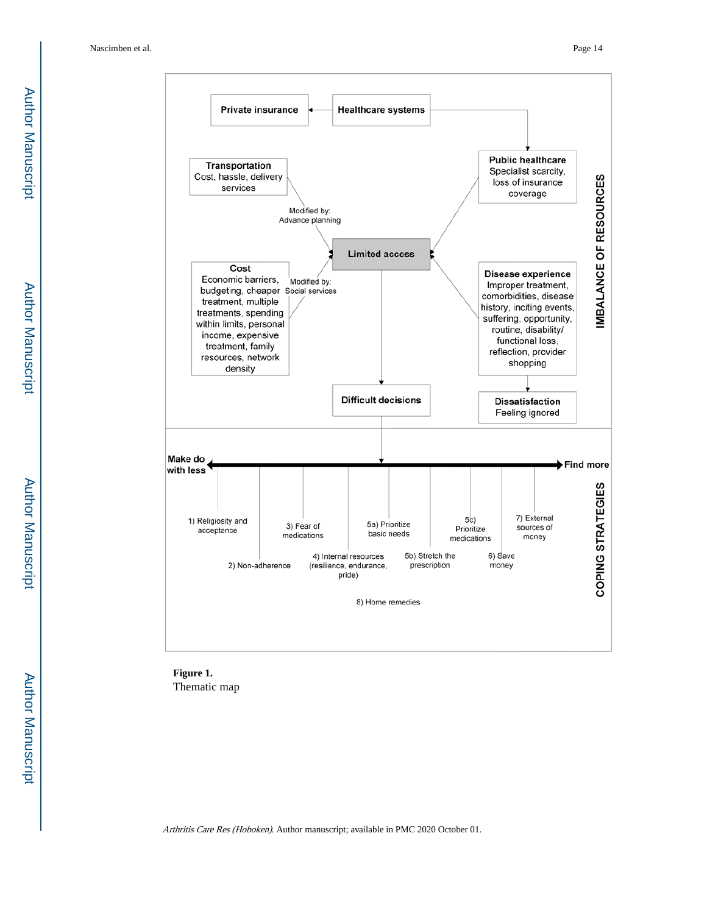Private insurance

Healthcare systems

Public healthcare
Specialist scarcity, loss of insurance coverage

Transportation
Cost, hassle, delivery services

Modified by:
Advance planning

Limited access

Cost
Economic barriers, budgeting, cheaper treatment, multiple treatments, spending within limits, personal income, expensive treatment, family resources, network density

Modified by:
Social services

Disease experience
Improper treatment, comorbidities, disease history, inciting events, suffering, opportunity, routine, disability/ functional loss, reflection, provider shopping

Difficult decisions

Dissatisfaction
Feeling ignored

IMBALANCE OF RESOURCES

Make do with less ⟷ Find more

1) Religiosity and acceptance

2) Non-adherence

3) Fear of medications

4) Internal resources (resilience, endurance, pride)

5a) Prioritize basic needs

5b) Stretch the prescription

5c) Prioritize medications

6) Save money

7) External sources of money

8) Home remedies

COPING STRATEGIES

**Figure 1.**

Thematic map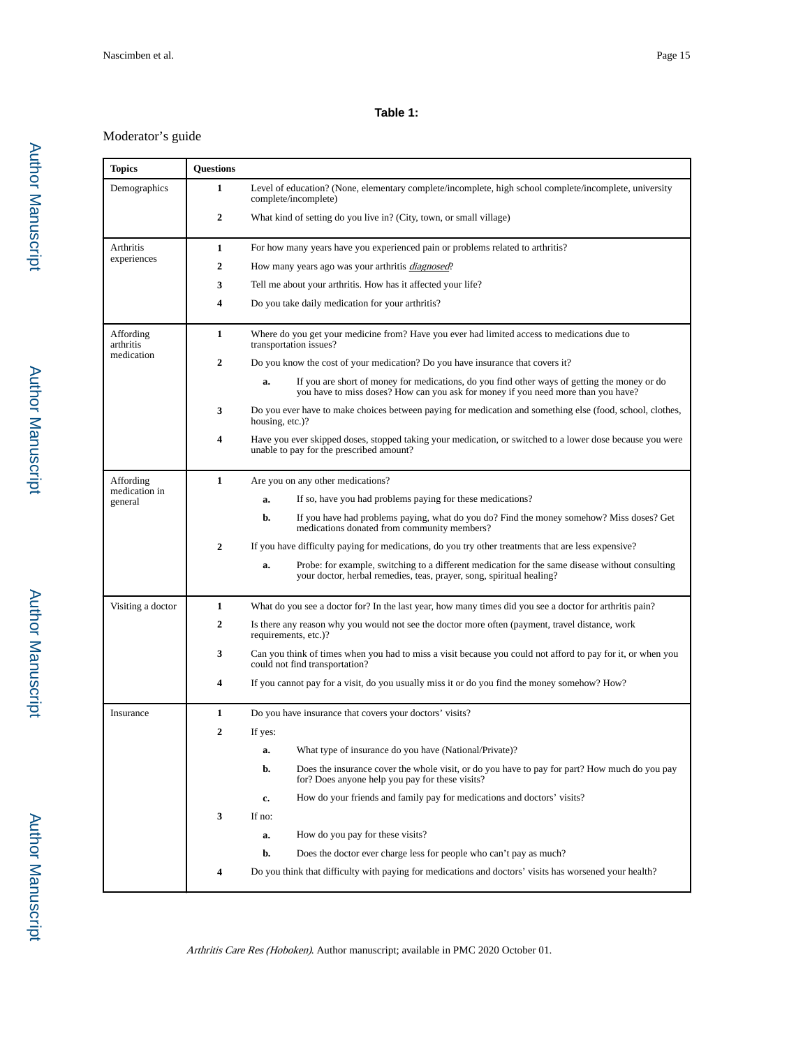**Table 1:**

Moderator's guide

| Topics | Questions | | |
|---|---|---|---|
| Demographics | **1** | Level of education? (None, elementary complete/incomplete, high school complete/incomplete, university complete/incomplete) | |
| | **2** | What kind of setting do you live in? (City, town, or small village) | |
| Arthritis experiences | **1** | For how many years have you experienced pain or problems related to arthritis? | |
| | **2** | How many years ago was your arthritis *diagnosed*? | |
| | **3** | Tell me about your arthritis. How has it affected your life? | |
| | **4** | Do you take daily medication for your arthritis? | |
| Affording arthritis medication | **1** | Where do you get your medicine from? Have you ever had limited access to medications due to transportation issues? | |
| | **2** | Do you know the cost of your medication? Do you have insurance that covers it? | |
| | | **a.** | If you are short of money for medications, do you find other ways of getting the money or do you have to miss doses? How can you ask for money if you need more than you have? |
| | **3** | Do you ever have to make choices between paying for medication and something else (food, school, clothes, housing, etc.)? | |
| | **4** | Have you ever skipped doses, stopped taking your medication, or switched to a lower dose because you were unable to pay for the prescribed amount? | |
| Affording medication in general | **1** | Are you on any other medications? | |
| | | **a.** | If so, have you had problems paying for these medications? |
| | | **b.** | If you have had problems paying, what do you do? Find the money somehow? Miss doses? Get medications donated from community members? |
| | **2** | If you have difficulty paying for medications, do you try other treatments that are less expensive? | |
| | | **a.** | Probe: for example, switching to a different medication for the same disease without consulting your doctor, herbal remedies, teas, prayer, song, spiritual healing? |
| Visiting a doctor | **1** | What do you see a doctor for? In the last year, how many times did you see a doctor for arthritis pain? | |
| | **2** | Is there any reason why you would not see the doctor more often (payment, travel distance, work requirements, etc.)? | |
| | **3** | Can you think of times when you had to miss a visit because you could not afford to pay for it, or when you could not find transportation? | |
| | **4** | If you cannot pay for a visit, do you usually miss it or do you find the money somehow? How? | |
| Insurance | **1** | Do you have insurance that covers your doctors' visits? | |
| | **2** | If yes: | |
| | | **a.** | What type of insurance do you have (National/Private)? |
| | | **b.** | Does the insurance cover the whole visit, or do you have to pay for part? How much do you pay for? Does anyone help you pay for these visits? |
| | | **c.** | How do your friends and family pay for medications and doctors' visits? |
| | **3** | If no: | |
| | | **a.** | How do you pay for these visits? |
| | | **b.** | Does the doctor ever charge less for people who can't pay as much? |
| | **4** | Do you think that difficulty with paying for medications and doctors' visits has worsened your health? | |